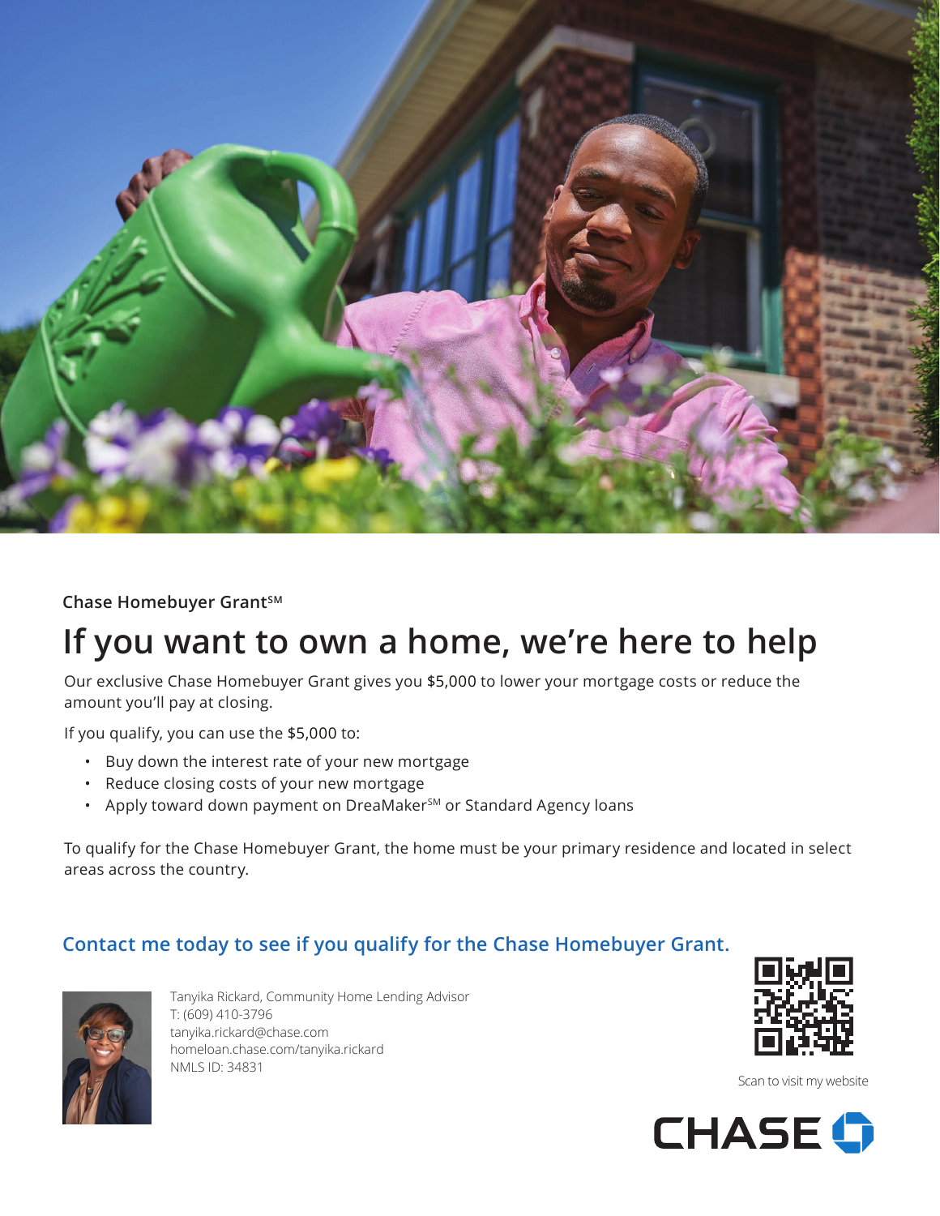Chase Homebuyer Grant℠

# If you want to own a home, we're here to help

Our exclusive Chase Homebuyer Grant gives you $5,000 to lower your mortgage costs or reduce the amount you'll pay at closing.

If you qualify, you can use the $5,000 to:

- Buy down the interest rate of your new mortgage
- Reduce closing costs of your new mortgage
- Apply toward down payment on DreaMaker℠ or Standard Agency loans

To qualify for the Chase Homebuyer Grant, the home must be your primary residence and located in select areas across the country.

## Contact me today to see if you qualify for the Chase Homebuyer Grant.

Tanyika Rickard, Community Home Lending Advisor
T: (609) 410-3796
tanyika.rickard@chase.com
homeloan.chase.com/tanyika.rickard
NMLS ID: 34831

Scan to visit my website

CHASE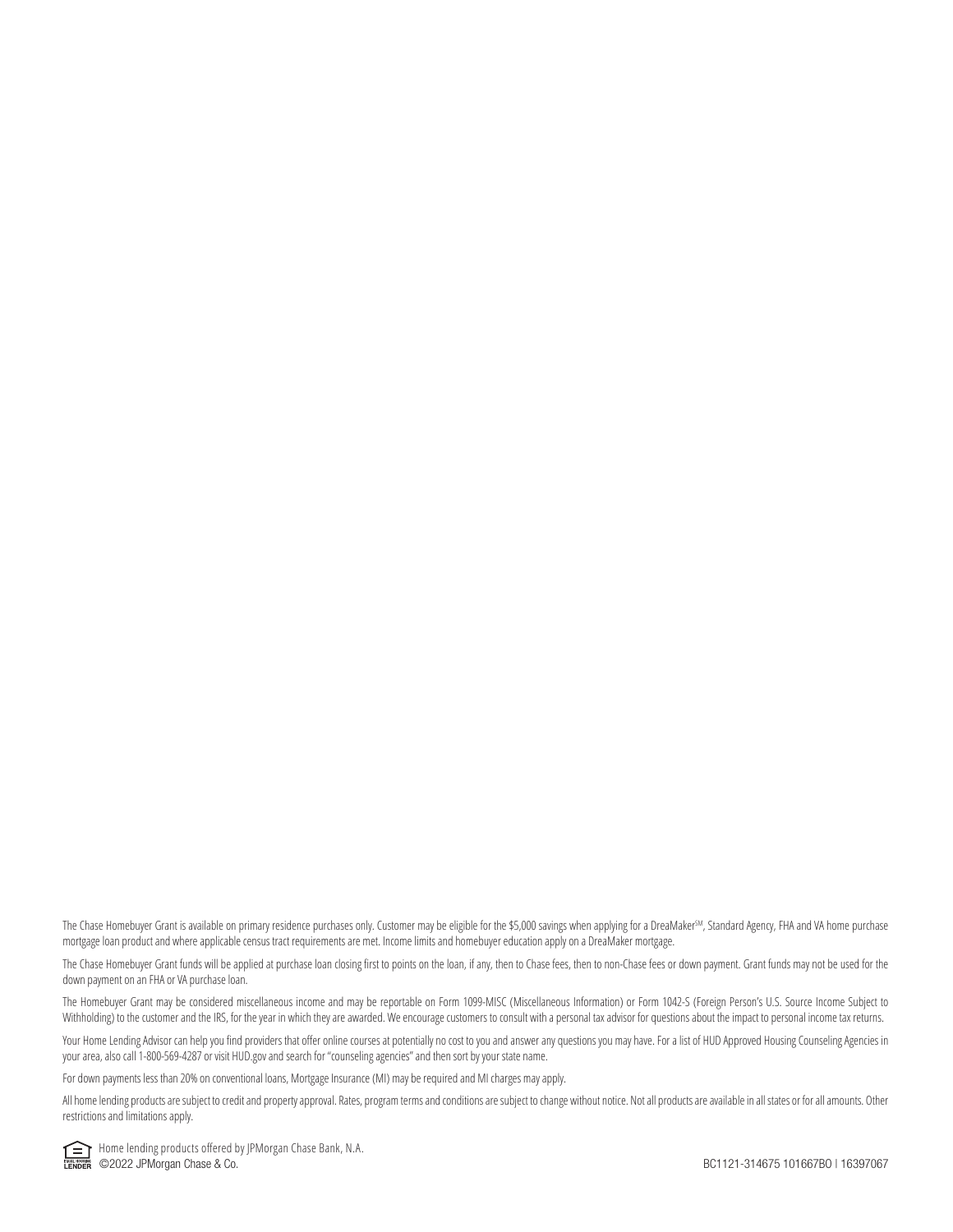The Chase Homebuyer Grant is available on primary residence purchases only. Customer may be eligible for the $5,000 savings when applying for a DreaMaker[SM], Standard Agency, FHA and VA home purchase mortgage loan product and where applicable census tract requirements are met. Income limits and homebuyer education apply on a DreaMaker mortgage.

The Chase Homebuyer Grant funds will be applied at purchase loan closing first to points on the loan, if any, then to Chase fees, then to non-Chase fees or down payment. Grant funds may not be used for the down payment on an FHA or VA purchase loan.

The Homebuyer Grant may be considered miscellaneous income and may be reportable on Form 1099-MISC (Miscellaneous Information) or Form 1042-S (Foreign Person's U.S. Source Income Subject to Withholding) to the customer and the IRS, for the year in which they are awarded. We encourage customers to consult with a personal tax advisor for questions about the impact to personal income tax returns.

Your Home Lending Advisor can help you find providers that offer online courses at potentially no cost to you and answer any questions you may have. For a list of HUD Approved Housing Counseling Agencies in your area, also call 1-800-569-4287 or visit HUD.gov and search for "counseling agencies" and then sort by your state name.

For down payments less than 20% on conventional loans, Mortgage Insurance (MI) may be required and MI charges may apply.

All home lending products are subject to credit and property approval. Rates, program terms and conditions are subject to change without notice. Not all products are available in all states or for all amounts. Other restrictions and limitations apply.

EQUAL HOUSING LENDER

Home lending products offered by JPMorgan Chase Bank, N.A.

©2022 JPMorgan Chase & Co.

BC1121-314675 101667BO | 16397067